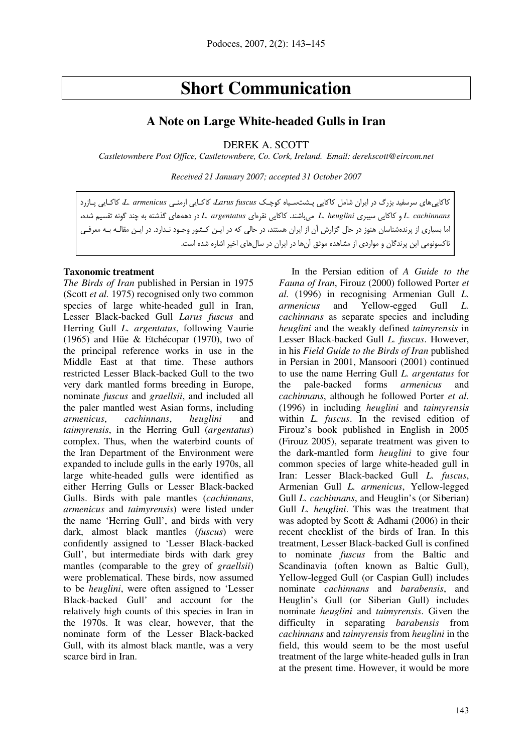# Short Communication

## A Note on Large White-headed Gulls in Iran

DEREK A. SCOTT

*Castletownbere Post Office, Castletownbere, Co. Cork, Ireland. Email: derekscott@eircom.net*

*Received 21 January 2007; accepted 31 October 2007*

کاکایی‌های سرسفید بزرگ در ایران شامل کاکایی پشت‌سیاه کوچک *Larus fuscus*، کاکایی ارمنی *L. armenicus*، کاکایی پازرد *L. cachinnans* و کاکایی سیبری *L. heuglini* می‌باشند. کاکایی نقره‌ای *L. argentatus* در دهه‌های گذشته به چند گونه تقسیم شده، اما بسیاری از پرنده‌شناسان هنوز در حال گزارش آن از ایران هستند، در حالی که در این کشور وجود ندارد. در این مقاله به معرفی تاکسونومی این پرندگان و مواردی از مشاهده موثق آن‌ها در ایران در سال‌های اخیر اشاره شده است.

**Taxonomic treatment**

*The Birds of Iran* published in Persian in 1975 (Scott *et al.* 1975) recognised only two common species of large white-headed gull in Iran, Lesser Black-backed Gull *Larus fuscus* and Herring Gull *L. argentatus*, following Vaurie (1965) and Hüe & Etchécopar (1970), two of the principal reference works in use in the Middle East at that time. These authors restricted Lesser Black-backed Gull to the two very dark mantled forms breeding in Europe, nominate *fuscus* and *graellsii*, and included all the paler mantled west Asian forms, including *armenicus*, *cachinnans*, *heuglini* and *taimyrensis*, in the Herring Gull (*argentatus*) complex. Thus, when the waterbird counts of the Iran Department of the Environment were expanded to include gulls in the early 1970s, all large white-headed gulls were identified as either Herring Gulls or Lesser Black-backed Gulls. Birds with pale mantles (*cachinnans*, *armenicus* and *taimyrensis*) were listed under the name 'Herring Gull', and birds with very dark, almost black mantles (*fuscus*) were confidently assigned to 'Lesser Black-backed Gull', but intermediate birds with dark grey mantles (comparable to the grey of *graellsii*) were problematical. These birds, now assumed to be *heuglini*, were often assigned to 'Lesser Black-backed Gull' and account for the relatively high counts of this species in Iran in the 1970s. It was clear, however, that the nominate form of the Lesser Black-backed Gull, with its almost black mantle, was a very scarce bird in Iran.

In the Persian edition of *A Guide to the Fauna of Iran*, Firouz (2000) followed Porter *et al.* (1996) in recognising Armenian Gull *L. armenicus* and Yellow-egged Gull *L. cachinnans* as separate species and including *heuglini* and the weakly defined *taimyrensis* in Lesser Black-backed Gull *L. fuscus*. However, in his *Field Guide to the Birds of Iran* published in Persian in 2001, Mansoori (2001) continued to use the name Herring Gull *L. argentatus* for the pale-backed forms *armenicus* and *cachinnans*, although he followed Porter *et al.* (1996) in including *heuglini* and *taimyrensis* within *L. fuscus*. In the revised edition of Firouz's book published in English in 2005 (Firouz 2005), separate treatment was given to the dark-mantled form *heuglini* to give four common species of large white-headed gull in Iran: Lesser Black-backed Gull *L. fuscus*, Armenian Gull *L. armenicus*, Yellow-legged Gull *L. cachinnans*, and Heuglin's (or Siberian) Gull *L. heuglini*. This was the treatment that was adopted by Scott & Adhami (2006) in their recent checklist of the birds of Iran. In this treatment, Lesser Black-backed Gull is confined to nominate *fuscus* from the Baltic and Scandinavia (often known as Baltic Gull), Yellow-legged Gull (or Caspian Gull) includes nominate *cachinnans* and *barabensis*, and Heuglin's Gull (or Siberian Gull) includes nominate *heuglini* and *taimyrensis*. Given the difficulty in separating *barabensis* from *cachinnans* and *taimyrensis* from *heuglini* in the field, this would seem to be the most useful treatment of the large white-headed gulls in Iran at the present time. However, it would be more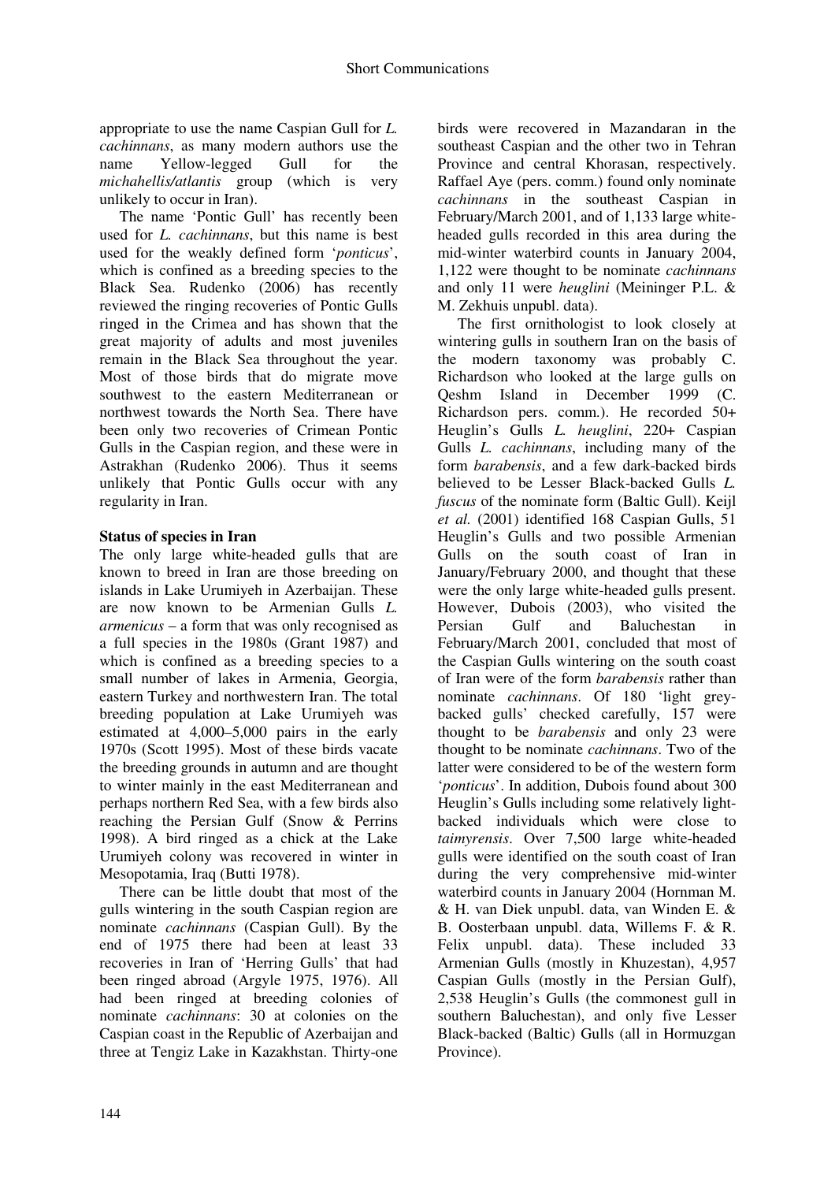appropriate to use the name Caspian Gull for *L. cachinnans*, as many modern authors use the name Yellow-legged Gull for the *michahellis/atlantis* group (which is very unlikely to occur in Iran).

The name 'Pontic Gull' has recently been used for *L. cachinnans*, but this name is best used for the weakly defined form '*ponticus*', which is confined as a breeding species to the Black Sea. Rudenko (2006) has recently reviewed the ringing recoveries of Pontic Gulls ringed in the Crimea and has shown that the great majority of adults and most juveniles remain in the Black Sea throughout the year. Most of those birds that do migrate move southwest to the eastern Mediterranean or northwest towards the North Sea. There have been only two recoveries of Crimean Pontic Gulls in the Caspian region, and these were in Astrakhan (Rudenko 2006). Thus it seems unlikely that Pontic Gulls occur with any regularity in Iran.

**Status of species in Iran**

The only large white-headed gulls that are known to breed in Iran are those breeding on islands in Lake Urumiyeh in Azerbaijan. These are now known to be Armenian Gulls *L. armenicus* – a form that was only recognised as a full species in the 1980s (Grant 1987) and which is confined as a breeding species to a small number of lakes in Armenia, Georgia, eastern Turkey and northwestern Iran. The total breeding population at Lake Urumiyeh was estimated at 4,000–5,000 pairs in the early 1970s (Scott 1995). Most of these birds vacate the breeding grounds in autumn and are thought to winter mainly in the east Mediterranean and perhaps northern Red Sea, with a few birds also reaching the Persian Gulf (Snow & Perrins 1998). A bird ringed as a chick at the Lake Urumiyeh colony was recovered in winter in Mesopotamia, Iraq (Butti 1978).

There can be little doubt that most of the gulls wintering in the south Caspian region are nominate *cachinnans* (Caspian Gull). By the end of 1975 there had been at least 33 recoveries in Iran of 'Herring Gulls' that had been ringed abroad (Argyle 1975, 1976). All had been ringed at breeding colonies of nominate *cachinnans*: 30 at colonies on the Caspian coast in the Republic of Azerbaijan and three at Tengiz Lake in Kazakhstan. Thirty-one birds were recovered in Mazandaran in the southeast Caspian and the other two in Tehran Province and central Khorasan, respectively. Raffael Aye (pers. comm.) found only nominate *cachinnans* in the southeast Caspian in February/March 2001, and of 1,133 large white-headed gulls recorded in this area during the mid-winter waterbird counts in January 2004, 1,122 were thought to be nominate *cachinnans* and only 11 were *heuglini* (Meininger P.L. & M. Zekhuis unpubl. data).

The first ornithologist to look closely at wintering gulls in southern Iran on the basis of the modern taxonomy was probably C. Richardson who looked at the large gulls on Qeshm Island in December 1999 (C. Richardson pers. comm.). He recorded 50+ Heuglin's Gulls *L. heuglini*, 220+ Caspian Gulls *L. cachinnans*, including many of the form *barabensis*, and a few dark-backed birds believed to be Lesser Black-backed Gulls *L. fuscus* of the nominate form (Baltic Gull). Keijl *et al.* (2001) identified 168 Caspian Gulls, 51 Heuglin's Gulls and two possible Armenian Gulls on the south coast of Iran in January/February 2000, and thought that these were the only large white-headed gulls present. However, Dubois (2003), who visited the Persian Gulf and Baluchestan in February/March 2001, concluded that most of the Caspian Gulls wintering on the south coast of Iran were of the form *barabensis* rather than nominate *cachinnans*. Of 180 'light grey-backed gulls' checked carefully, 157 were thought to be *barabensis* and only 23 were thought to be nominate *cachinnans*. Two of the latter were considered to be of the western form '*ponticus*'. In addition, Dubois found about 300 Heuglin's Gulls including some relatively light-backed individuals which were close to *taimyrensis*. Over 7,500 large white-headed gulls were identified on the south coast of Iran during the very comprehensive mid-winter waterbird counts in January 2004 (Hornman M. & H. van Diek unpubl. data, van Winden E. & B. Oosterbaan unpubl. data, Willems F. & R. Felix unpubl. data). These included 33 Armenian Gulls (mostly in Khuzestan), 4,957 Caspian Gulls (mostly in the Persian Gulf), 2,538 Heuglin's Gulls (the commonest gull in southern Baluchestan), and only five Lesser Black-backed (Baltic) Gulls (all in Hormuzgan Province).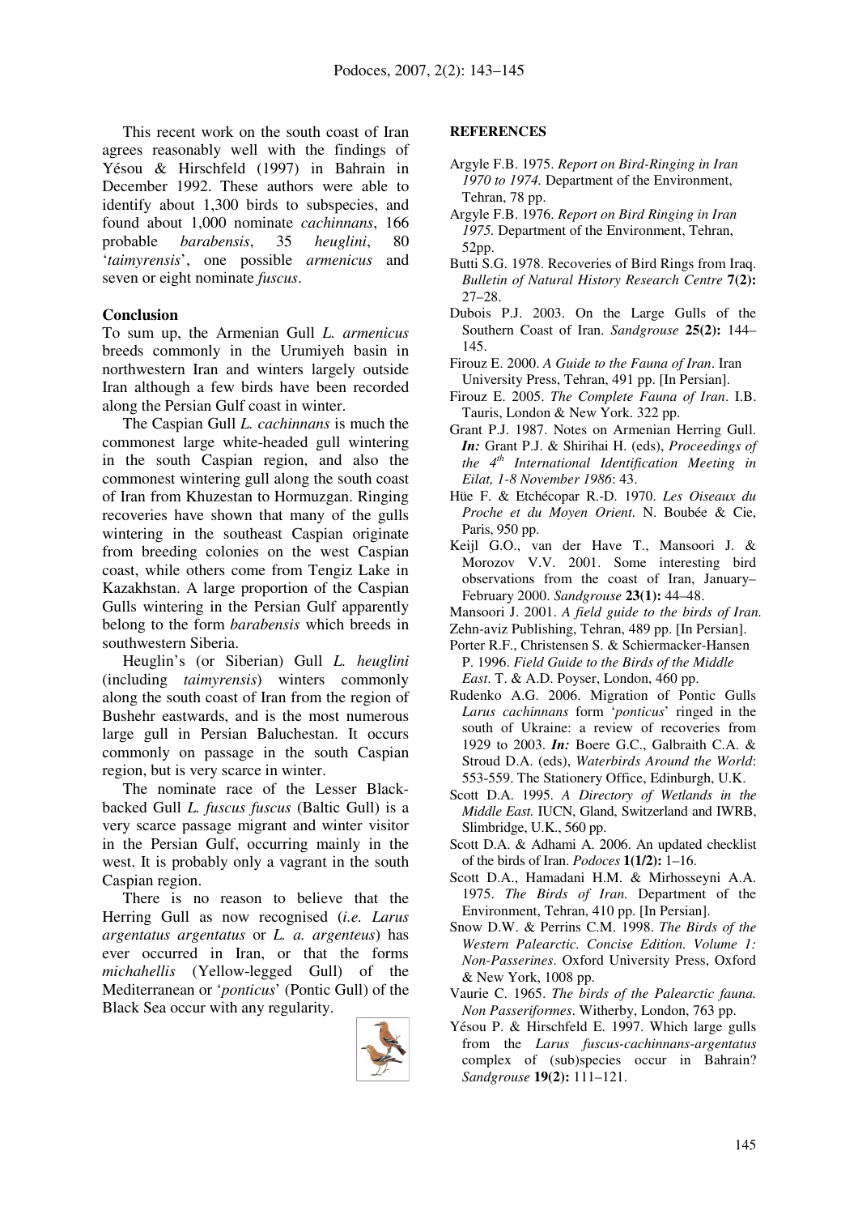This recent work on the south coast of Iran agrees reasonably well with the findings of Yésou & Hirschfeld (1997) in Bahrain in December 1992. These authors were able to identify about 1,300 birds to subspecies, and found about 1,000 nominate *cachinnans*, 166 probable *barabensis*, 35 *heuglini*, 80 '*taimyrensis*', one possible *armenicus* and seven or eight nominate *fuscus*.

## Conclusion

To sum up, the Armenian Gull *L. armenicus* breeds commonly in the Urumiyeh basin in northwestern Iran and winters largely outside Iran although a few birds have been recorded along the Persian Gulf coast in winter.

The Caspian Gull *L. cachinnans* is much the commonest large white-headed gull wintering in the south Caspian region, and also the commonest wintering gull along the south coast of Iran from Khuzestan to Hormuzgan. Ringing recoveries have shown that many of the gulls wintering in the southeast Caspian originate from breeding colonies on the west Caspian coast, while others come from Tengiz Lake in Kazakhstan. A large proportion of the Caspian Gulls wintering in the Persian Gulf apparently belong to the form *barabensis* which breeds in southwestern Siberia.

Heuglin's (or Siberian) Gull *L. heuglini* (including *taimyrensis*) winters commonly along the south coast of Iran from the region of Bushehr eastwards, and is the most numerous large gull in Persian Baluchestan. It occurs commonly on passage in the south Caspian region, but is very scarce in winter.

The nominate race of the Lesser Black-backed Gull *L. fuscus fuscus* (Baltic Gull) is a very scarce passage migrant and winter visitor in the Persian Gulf, occurring mainly in the west. It is probably only a vagrant in the south Caspian region.

There is no reason to believe that the Herring Gull as now recognised (*i.e. Larus argentatus argentatus* or *L. a. argenteus*) has ever occurred in Iran, or that the forms *michahellis* (Yellow-legged Gull) of the Mediterranean or '*ponticus*' (Pontic Gull) of the Black Sea occur with any regularity.

## REFERENCES

Argyle F.B. 1975. *Report on Bird-Ringing in Iran 1970 to 1974.* Department of the Environment, Tehran, 78 pp.

Argyle F.B. 1976. *Report on Bird Ringing in Iran 1975.* Department of the Environment, Tehran, 52pp.

Butti S.G. 1978. Recoveries of Bird Rings from Iraq. *Bulletin of Natural History Research Centre* **7(2):** 27–28.

Dubois P.J. 2003. On the Large Gulls of the Southern Coast of Iran. *Sandgrouse* **25(2):** 144–145.

Firouz E. 2000. *A Guide to the Fauna of Iran*. Iran University Press, Tehran, 491 pp. [In Persian].

Firouz E. 2005. *The Complete Fauna of Iran*. I.B. Tauris, London & New York. 322 pp.

Grant P.J. 1987. Notes on Armenian Herring Gull. ***In:*** Grant P.J. & Shirihai H. (eds), *Proceedings of the 4th International Identification Meeting in Eilat, 1-8 November 1986*: 43.

Hüe F. & Etchécopar R.-D. 1970. *Les Oiseaux du Proche et du Moyen Orient*. N. Boubée & Cie, Paris, 950 pp.

Keijl G.O., van der Have T., Mansoori J. & Morozov V.V. 2001. Some interesting bird observations from the coast of Iran, January–February 2000. *Sandgrouse* **23(1):** 44–48.

Mansoori J. 2001. *A field guide to the birds of Iran.* Zehn-aviz Publishing, Tehran, 489 pp. [In Persian].

Porter R.F., Christensen S. & Schiermacker-Hansen P. 1996. *Field Guide to the Birds of the Middle East*. T. & A.D. Poyser, London, 460 pp.

Rudenko A.G. 2006. Migration of Pontic Gulls *Larus cachinnans* form '*ponticus*' ringed in the south of Ukraine: a review of recoveries from 1929 to 2003. ***In:*** Boere G.C., Galbraith C.A. & Stroud D.A. (eds), *Waterbirds Around the World*: 553-559. The Stationery Office, Edinburgh, U.K.

Scott D.A. 1995. *A Directory of Wetlands in the Middle East.* IUCN, Gland, Switzerland and IWRB, Slimbridge, U.K., 560 pp.

Scott D.A. & Adhami A. 2006. An updated checklist of the birds of Iran. *Podoces* **1(1/2):** 1–16.

Scott D.A., Hamadani H.M. & Mirhosseyni A.A. 1975. *The Birds of Iran.* Department of the Environment, Tehran, 410 pp. [In Persian].

Snow D.W. & Perrins C.M. 1998. *The Birds of the Western Palearctic. Concise Edition. Volume 1: Non-Passerines.* Oxford University Press, Oxford & New York, 1008 pp.

Vaurie C. 1965. *The birds of the Palearctic fauna. Non Passeriformes*. Witherby, London, 763 pp.

Yésou P. & Hirschfeld E. 1997. Which large gulls from the *Larus fuscus-cachinnans-argentatus* complex of (sub)species occur in Bahrain? *Sandgrouse* **19(2):** 111–121.